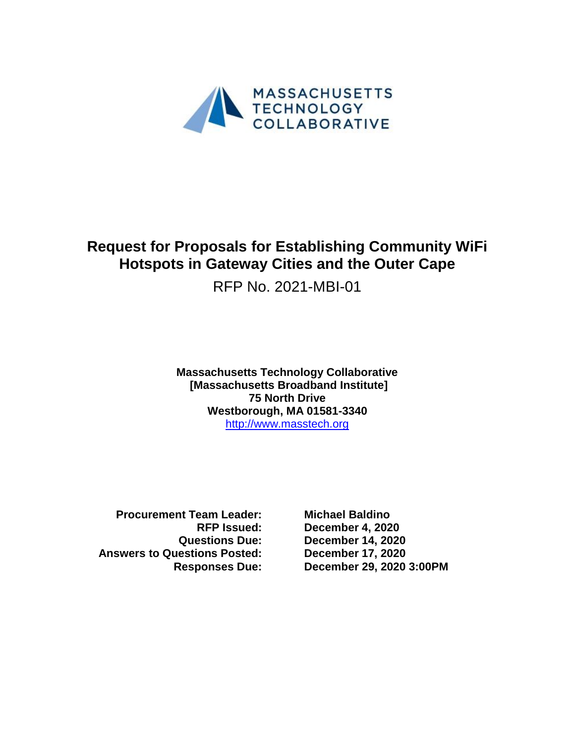MASSACHUSETTS TECHNOLOGY COLLABORATIVE

# Request for Proposals for Establishing Community WiFi Hotspots in Gateway Cities and the Outer Cape

RFP No. 2021-MBI-01

**Massachusetts Technology Collaborative**
**[Massachusetts Broadband Institute]**
**75 North Drive**
**Westborough, MA 01581-3340**
http://www.masstech.org

| | |
|---|---|
| **Procurement Team Leader:** | **Michael Baldino** |
| **RFP Issued:** | **December 4, 2020** |
| **Questions Due:** | **December 14, 2020** |
| **Answers to Questions Posted:** | **December 17, 2020** |
| **Responses Due:** | **December 29, 2020 3:00PM** |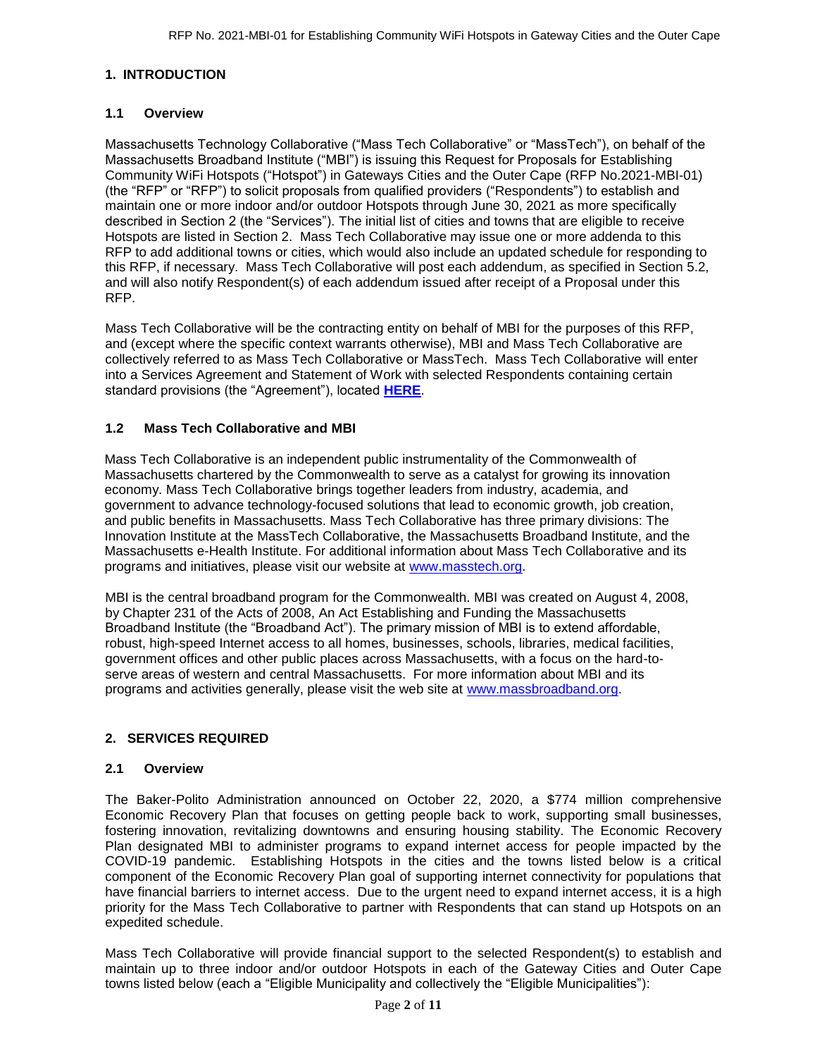## 1. INTRODUCTION

### 1.1 Overview

Massachusetts Technology Collaborative ("Mass Tech Collaborative" or "MassTech"), on behalf of the Massachusetts Broadband Institute ("MBI") is issuing this Request for Proposals for Establishing Community WiFi Hotspots ("Hotspot") in Gateways Cities and the Outer Cape (RFP No.2021-MBI-01) (the "RFP" or "RFP") to solicit proposals from qualified providers ("Respondents") to establish and maintain one or more indoor and/or outdoor Hotspots through June 30, 2021 as more specifically described in Section 2 (the "Services"). The initial list of cities and towns that are eligible to receive Hotspots are listed in Section 2. Mass Tech Collaborative may issue one or more addenda to this RFP to add additional towns or cities, which would also include an updated schedule for responding to this RFP, if necessary. Mass Tech Collaborative will post each addendum, as specified in Section 5.2, and will also notify Respondent(s) of each addendum issued after receipt of a Proposal under this RFP.

Mass Tech Collaborative will be the contracting entity on behalf of MBI for the purposes of this RFP, and (except where the specific context warrants otherwise), MBI and Mass Tech Collaborative are collectively referred to as Mass Tech Collaborative or MassTech. Mass Tech Collaborative will enter into a Services Agreement and Statement of Work with selected Respondents containing certain standard provisions (the "Agreement"), located **HERE**.

### 1.2 Mass Tech Collaborative and MBI

Mass Tech Collaborative is an independent public instrumentality of the Commonwealth of Massachusetts chartered by the Commonwealth to serve as a catalyst for growing its innovation economy. Mass Tech Collaborative brings together leaders from industry, academia, and government to advance technology-focused solutions that lead to economic growth, job creation, and public benefits in Massachusetts. Mass Tech Collaborative has three primary divisions: The Innovation Institute at the MassTech Collaborative, the Massachusetts Broadband Institute, and the Massachusetts e-Health Institute. For additional information about Mass Tech Collaborative and its programs and initiatives, please visit our website at www.masstech.org.

MBI is the central broadband program for the Commonwealth. MBI was created on August 4, 2008, by Chapter 231 of the Acts of 2008, An Act Establishing and Funding the Massachusetts Broadband Institute (the "Broadband Act"). The primary mission of MBI is to extend affordable, robust, high-speed Internet access to all homes, businesses, schools, libraries, medical facilities, government offices and other public places across Massachusetts, with a focus on the hard-to-serve areas of western and central Massachusetts. For more information about MBI and its programs and activities generally, please visit the web site at www.massbroadband.org.

## 2. SERVICES REQUIRED

### 2.1 Overview

The Baker-Polito Administration announced on October 22, 2020, a $774 million comprehensive Economic Recovery Plan that focuses on getting people back to work, supporting small businesses, fostering innovation, revitalizing downtowns and ensuring housing stability. The Economic Recovery Plan designated MBI to administer programs to expand internet access for people impacted by the COVID-19 pandemic. Establishing Hotspots in the cities and the towns listed below is a critical component of the Economic Recovery Plan goal of supporting internet connectivity for populations that have financial barriers to internet access. Due to the urgent need to expand internet access, it is a high priority for the Mass Tech Collaborative to partner with Respondents that can stand up Hotspots on an expedited schedule.

Mass Tech Collaborative will provide financial support to the selected Respondent(s) to establish and maintain up to three indoor and/or outdoor Hotspots in each of the Gateway Cities and Outer Cape towns listed below (each a "Eligible Municipality and collectively the "Eligible Municipalities"):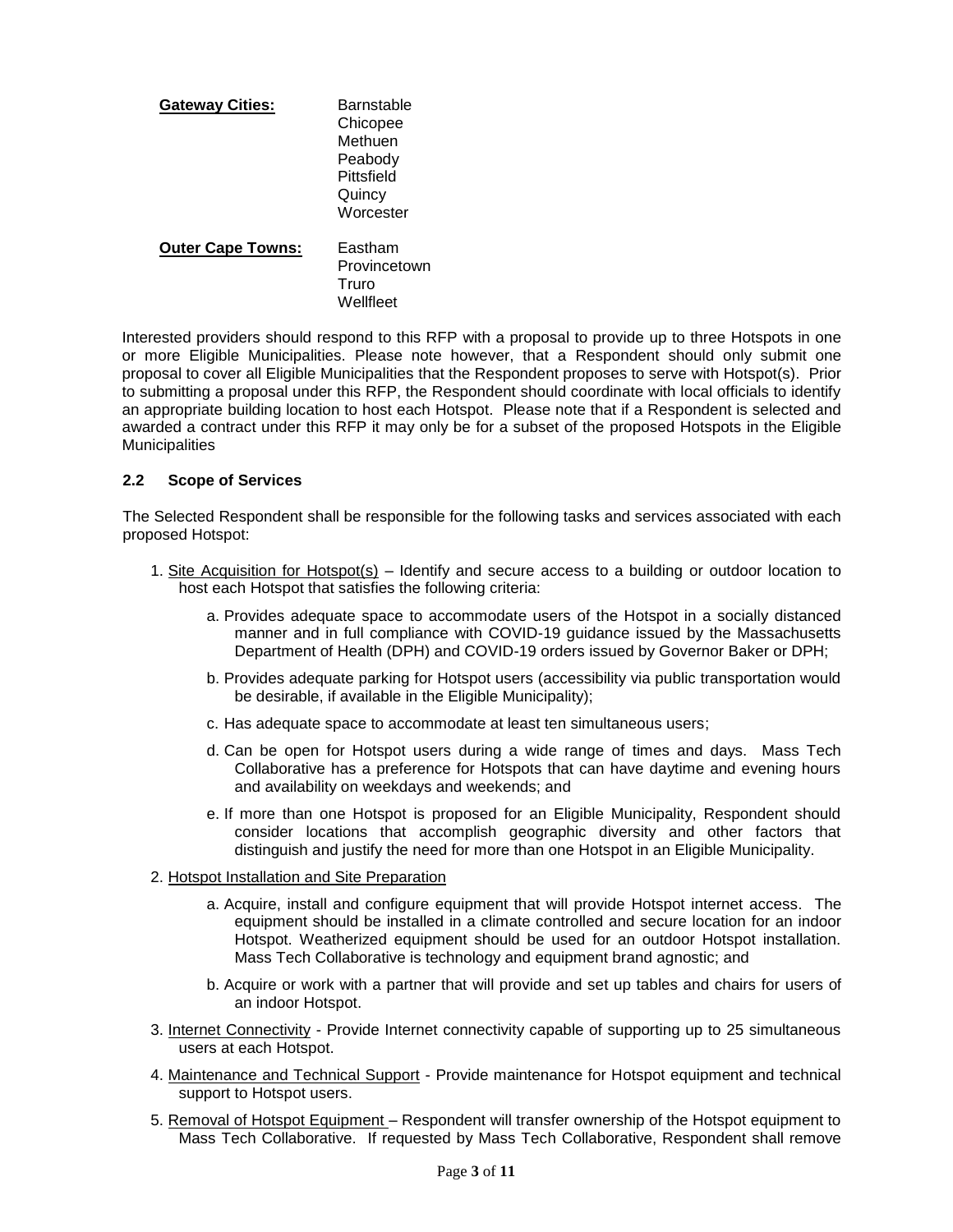**Gateway Cities:** Barnstable
Chicopee
Methuen
Peabody
Pittsfield
Quincy
Worcester

**Outer Cape Towns:** Eastham
Provincetown
Truro
Wellfleet

Interested providers should respond to this RFP with a proposal to provide up to three Hotspots in one or more Eligible Municipalities. Please note however, that a Respondent should only submit one proposal to cover all Eligible Municipalities that the Respondent proposes to serve with Hotspot(s). Prior to submitting a proposal under this RFP, the Respondent should coordinate with local officials to identify an appropriate building location to host each Hotspot. Please note that if a Respondent is selected and awarded a contract under this RFP it may only be for a subset of the proposed Hotspots in the Eligible Municipalities

### 2.2 Scope of Services

The Selected Respondent shall be responsible for the following tasks and services associated with each proposed Hotspot:

1. Site Acquisition for Hotspot(s) – Identify and secure access to a building or outdoor location to host each Hotspot that satisfies the following criteria:

   a. Provides adequate space to accommodate users of the Hotspot in a socially distanced manner and in full compliance with COVID-19 guidance issued by the Massachusetts Department of Health (DPH) and COVID-19 orders issued by Governor Baker or DPH;

   b. Provides adequate parking for Hotspot users (accessibility via public transportation would be desirable, if available in the Eligible Municipality);

   c. Has adequate space to accommodate at least ten simultaneous users;

   d. Can be open for Hotspot users during a wide range of times and days. Mass Tech Collaborative has a preference for Hotspots that can have daytime and evening hours and availability on weekdays and weekends; and

   e. If more than one Hotspot is proposed for an Eligible Municipality, Respondent should consider locations that accomplish geographic diversity and other factors that distinguish and justify the need for more than one Hotspot in an Eligible Municipality.

2. Hotspot Installation and Site Preparation

   a. Acquire, install and configure equipment that will provide Hotspot internet access. The equipment should be installed in a climate controlled and secure location for an indoor Hotspot. Weatherized equipment should be used for an outdoor Hotspot installation. Mass Tech Collaborative is technology and equipment brand agnostic; and

   b. Acquire or work with a partner that will provide and set up tables and chairs for users of an indoor Hotspot.

3. Internet Connectivity - Provide Internet connectivity capable of supporting up to 25 simultaneous users at each Hotspot.

4. Maintenance and Technical Support - Provide maintenance for Hotspot equipment and technical support to Hotspot users.

5. Removal of Hotspot Equipment – Respondent will transfer ownership of the Hotspot equipment to Mass Tech Collaborative. If requested by Mass Tech Collaborative, Respondent shall remove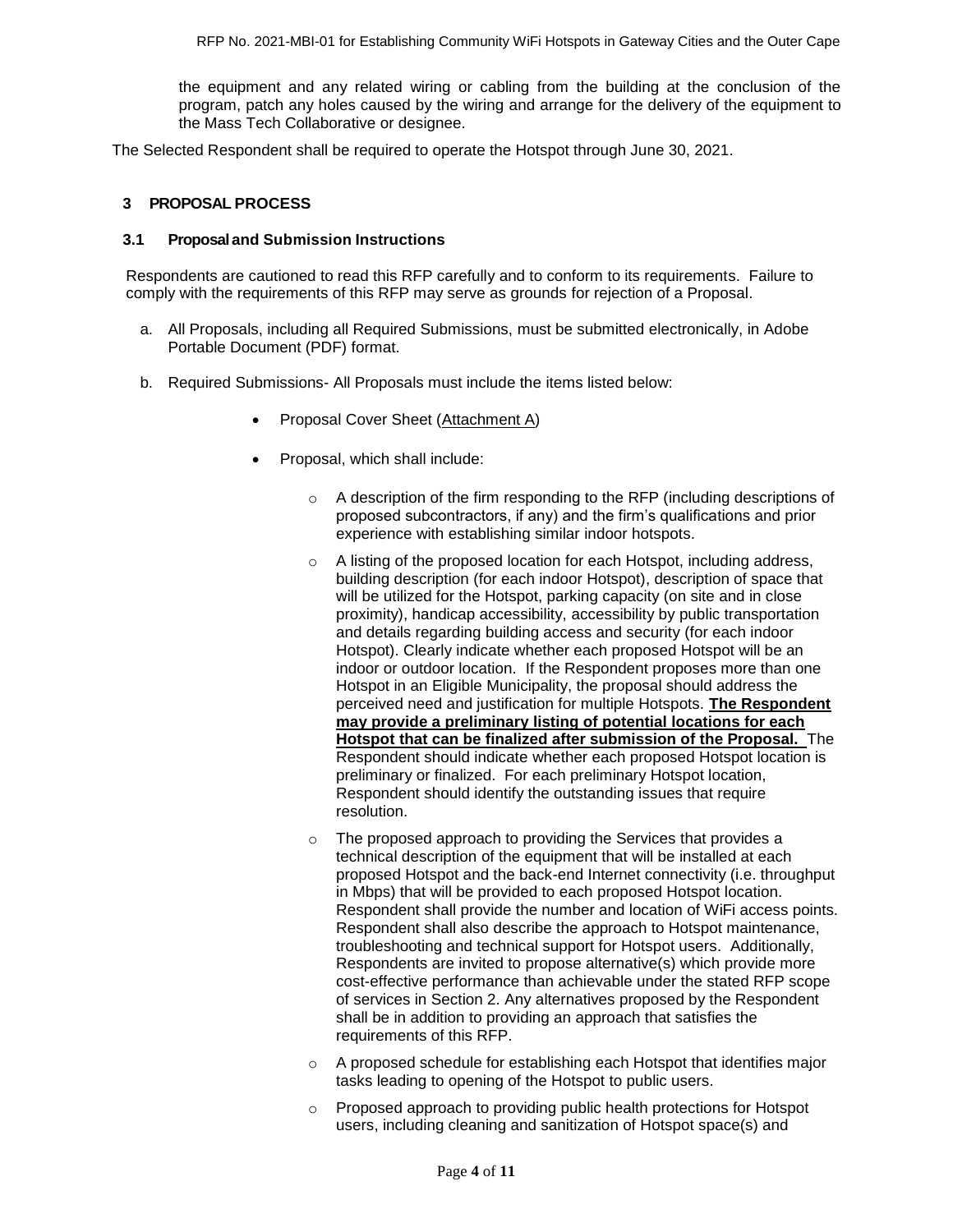the equipment and any related wiring or cabling from the building at the conclusion of the program, patch any holes caused by the wiring and arrange for the delivery of the equipment to the Mass Tech Collaborative or designee.

The Selected Respondent shall be required to operate the Hotspot through June 30, 2021.

## 3 PROPOSAL PROCESS

### 3.1 Proposal and Submission Instructions

Respondents are cautioned to read this RFP carefully and to conform to its requirements. Failure to comply with the requirements of this RFP may serve as grounds for rejection of a Proposal.

a. All Proposals, including all Required Submissions, must be submitted electronically, in Adobe Portable Document (PDF) format.

b. Required Submissions- All Proposals must include the items listed below:

- Proposal Cover Sheet (Attachment A)
- Proposal, which shall include:
  - A description of the firm responding to the RFP (including descriptions of proposed subcontractors, if any) and the firm's qualifications and prior experience with establishing similar indoor hotspots.
  - A listing of the proposed location for each Hotspot, including address, building description (for each indoor Hotspot), description of space that will be utilized for the Hotspot, parking capacity (on site and in close proximity), handicap accessibility, accessibility by public transportation and details regarding building access and security (for each indoor Hotspot). Clearly indicate whether each proposed Hotspot will be an indoor or outdoor location. If the Respondent proposes more than one Hotspot in an Eligible Municipality, the proposal should address the perceived need and justification for multiple Hotspots. **The Respondent may provide a preliminary listing of potential locations for each Hotspot that can be finalized after submission of the Proposal.** The Respondent should indicate whether each proposed Hotspot location is preliminary or finalized. For each preliminary Hotspot location, Respondent should identify the outstanding issues that require resolution.
  - The proposed approach to providing the Services that provides a technical description of the equipment that will be installed at each proposed Hotspot and the back-end Internet connectivity (i.e. throughput in Mbps) that will be provided to each proposed Hotspot location. Respondent shall provide the number and location of WiFi access points. Respondent shall also describe the approach to Hotspot maintenance, troubleshooting and technical support for Hotspot users. Additionally, Respondents are invited to propose alternative(s) which provide more cost-effective performance than achievable under the stated RFP scope of services in Section 2. Any alternatives proposed by the Respondent shall be in addition to providing an approach that satisfies the requirements of this RFP.
  - A proposed schedule for establishing each Hotspot that identifies major tasks leading to opening of the Hotspot to public users.
  - Proposed approach to providing public health protections for Hotspot users, including cleaning and sanitization of Hotspot space(s) and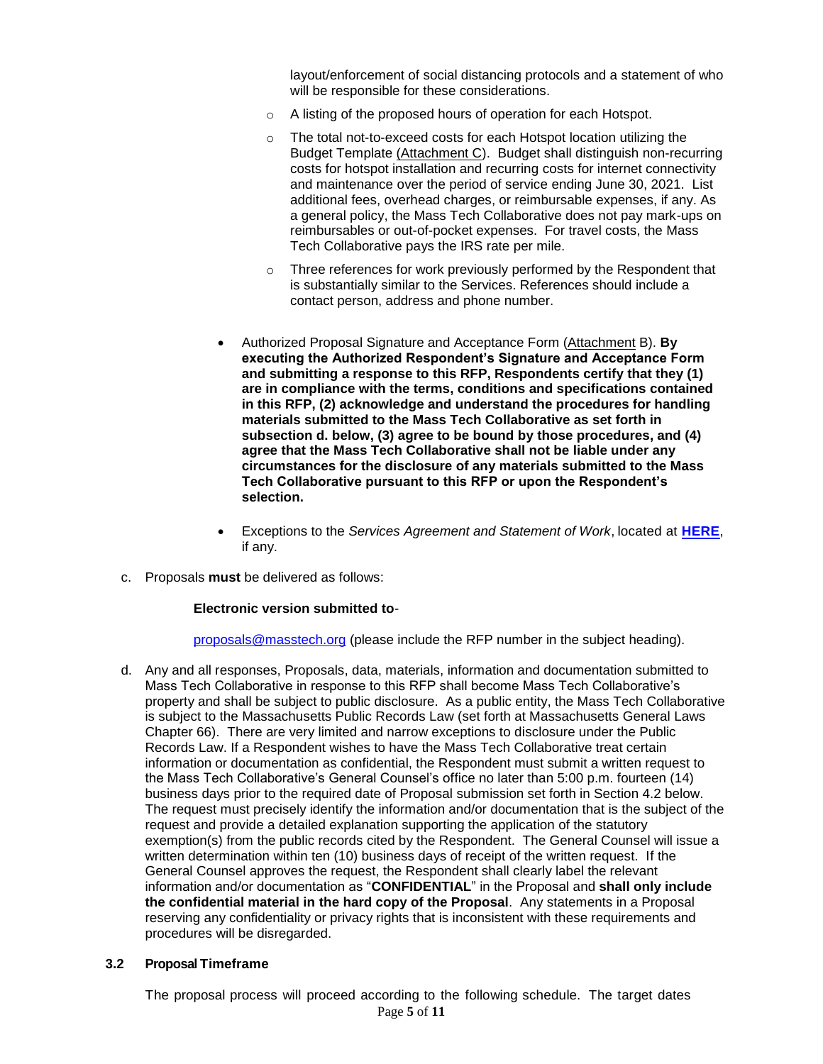layout/enforcement of social distancing protocols and a statement of who will be responsible for these considerations.

  - A listing of the proposed hours of operation for each Hotspot.
  - The total not-to-exceed costs for each Hotspot location utilizing the Budget Template (Attachment C). Budget shall distinguish non-recurring costs for hotspot installation and recurring costs for internet connectivity and maintenance over the period of service ending June 30, 2021. List additional fees, overhead charges, or reimbursable expenses, if any. As a general policy, the Mass Tech Collaborative does not pay mark-ups on reimbursables or out-of-pocket expenses. For travel costs, the Mass Tech Collaborative pays the IRS rate per mile.
  - Three references for work previously performed by the Respondent that is substantially similar to the Services. References should include a contact person, address and phone number.

- Authorized Proposal Signature and Acceptance Form (Attachment B). **By executing the Authorized Respondent's Signature and Acceptance Form and submitting a response to this RFP, Respondents certify that they (1) are in compliance with the terms, conditions and specifications contained in this RFP, (2) acknowledge and understand the procedures for handling materials submitted to the Mass Tech Collaborative as set forth in subsection d. below, (3) agree to be bound by those procedures, and (4) agree that the Mass Tech Collaborative shall not be liable under any circumstances for the disclosure of any materials submitted to the Mass Tech Collaborative pursuant to this RFP or upon the Respondent's selection.**
- Exceptions to the *Services Agreement and Statement of Work*, located at **HERE**, if any.

c. Proposals **must** be delivered as follows:

   **Electronic version submitted to**-

   proposals@masstech.org (please include the RFP number in the subject heading).

d. Any and all responses, Proposals, data, materials, information and documentation submitted to Mass Tech Collaborative in response to this RFP shall become Mass Tech Collaborative's property and shall be subject to public disclosure. As a public entity, the Mass Tech Collaborative is subject to the Massachusetts Public Records Law (set forth at Massachusetts General Laws Chapter 66). There are very limited and narrow exceptions to disclosure under the Public Records Law. If a Respondent wishes to have the Mass Tech Collaborative treat certain information or documentation as confidential, the Respondent must submit a written request to the Mass Tech Collaborative's General Counsel's office no later than 5:00 p.m. fourteen (14) business days prior to the required date of Proposal submission set forth in Section 4.2 below. The request must precisely identify the information and/or documentation that is the subject of the request and provide a detailed explanation supporting the application of the statutory exemption(s) from the public records cited by the Respondent. The General Counsel will issue a written determination within ten (10) business days of receipt of the written request. If the General Counsel approves the request, the Respondent shall clearly label the relevant information and/or documentation as "**CONFIDENTIAL**" in the Proposal and **shall only include the confidential material in the hard copy of the Proposal**. Any statements in a Proposal reserving any confidentiality or privacy rights that is inconsistent with these requirements and procedures will be disregarded.

### 3.2 Proposal Timeframe

The proposal process will proceed according to the following schedule. The target dates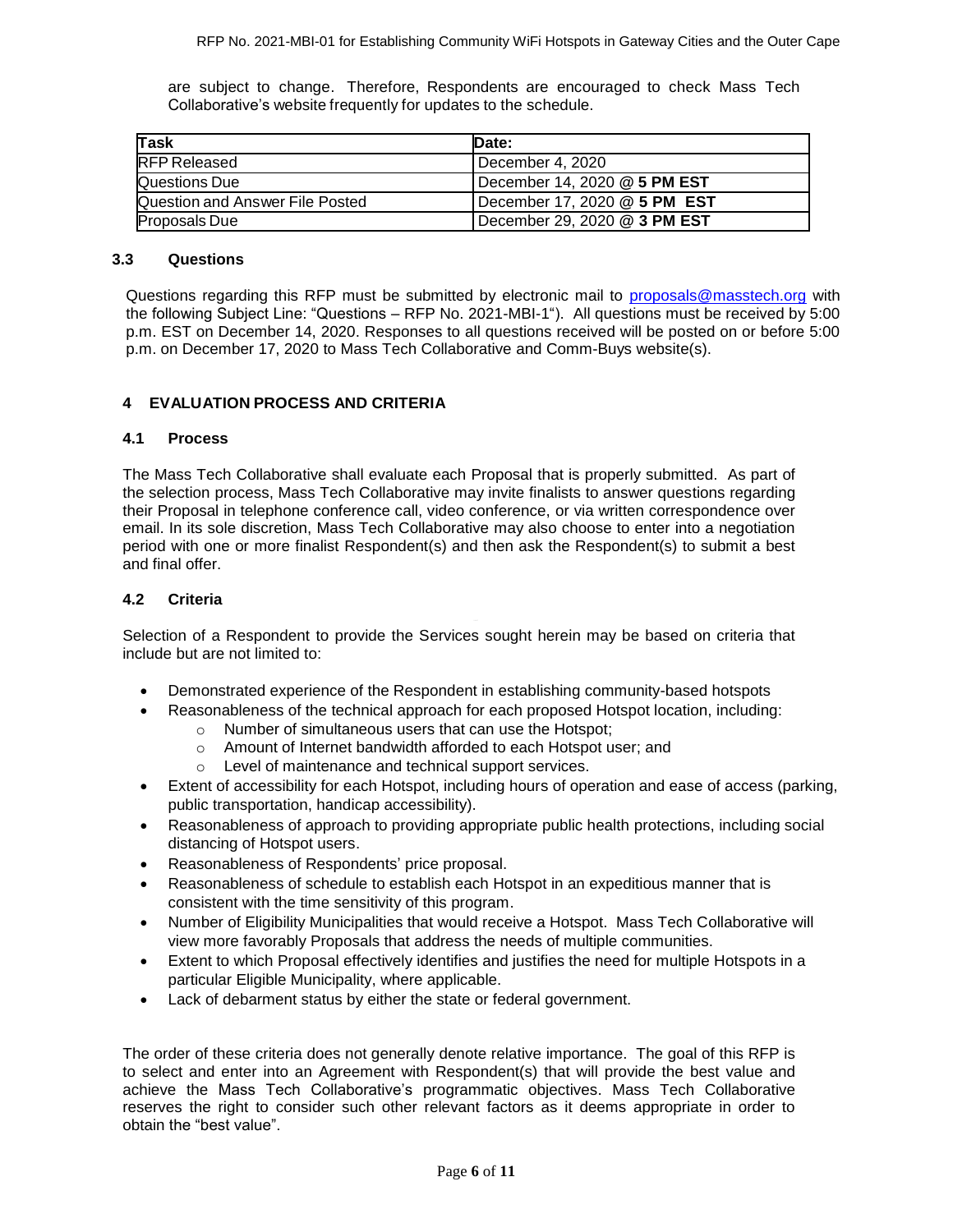are subject to change. Therefore, Respondents are encouraged to check Mass Tech Collaborative's website frequently for updates to the schedule.

| Task | Date: |
|---|---|
| RFP Released | December 4, 2020 |
| Questions Due | December 14, 2020 @ **5 PM EST** |
| Question and Answer File Posted | December 17, 2020 @ **5 PM EST** |
| Proposals Due | December 29, 2020 @ **3 PM EST** |

### 3.3 Questions

Questions regarding this RFP must be submitted by electronic mail to proposals@masstech.org with the following Subject Line: "Questions – RFP No. 2021-MBI-1"). All questions must be received by 5:00 p.m. EST on December 14, 2020. Responses to all questions received will be posted on or before 5:00 p.m. on December 17, 2020 to Mass Tech Collaborative and Comm-Buys website(s).

## 4 EVALUATION PROCESS AND CRITERIA

### 4.1 Process

The Mass Tech Collaborative shall evaluate each Proposal that is properly submitted. As part of the selection process, Mass Tech Collaborative may invite finalists to answer questions regarding their Proposal in telephone conference call, video conference, or via written correspondence over email. In its sole discretion, Mass Tech Collaborative may also choose to enter into a negotiation period with one or more finalist Respondent(s) and then ask the Respondent(s) to submit a best and final offer.

### 4.2 Criteria

Selection of a Respondent to provide the Services sought herein may be based on criteria that include but are not limited to:

- Demonstrated experience of the Respondent in establishing community-based hotspots
- Reasonableness of the technical approach for each proposed Hotspot location, including:
  - Number of simultaneous users that can use the Hotspot;
  - Amount of Internet bandwidth afforded to each Hotspot user; and
  - Level of maintenance and technical support services.
- Extent of accessibility for each Hotspot, including hours of operation and ease of access (parking, public transportation, handicap accessibility).
- Reasonableness of approach to providing appropriate public health protections, including social distancing of Hotspot users.
- Reasonableness of Respondents' price proposal.
- Reasonableness of schedule to establish each Hotspot in an expeditious manner that is consistent with the time sensitivity of this program.
- Number of Eligibility Municipalities that would receive a Hotspot. Mass Tech Collaborative will view more favorably Proposals that address the needs of multiple communities.
- Extent to which Proposal effectively identifies and justifies the need for multiple Hotspots in a particular Eligible Municipality, where applicable.
- Lack of debarment status by either the state or federal government.

The order of these criteria does not generally denote relative importance. The goal of this RFP is to select and enter into an Agreement with Respondent(s) that will provide the best value and achieve the Mass Tech Collaborative's programmatic objectives. Mass Tech Collaborative reserves the right to consider such other relevant factors as it deems appropriate in order to obtain the "best value".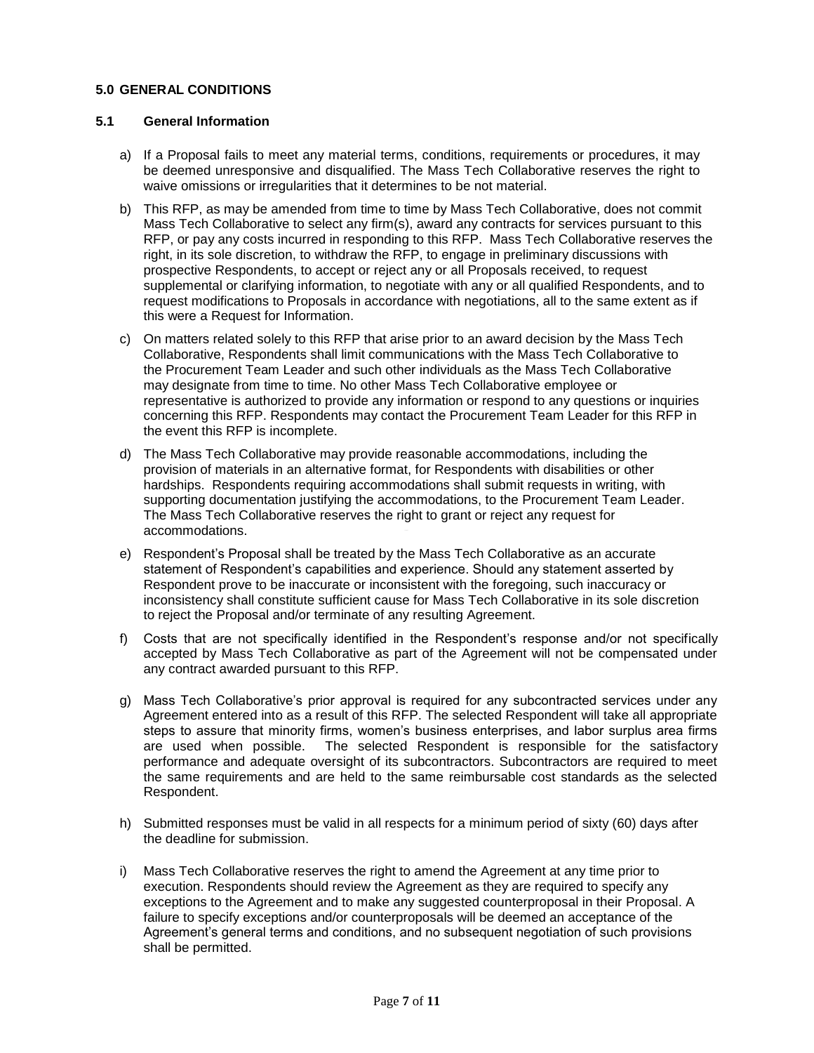## 5.0 GENERAL CONDITIONS

### 5.1 General Information

a) If a Proposal fails to meet any material terms, conditions, requirements or procedures, it may be deemed unresponsive and disqualified. The Mass Tech Collaborative reserves the right to waive omissions or irregularities that it determines to be not material.

b) This RFP, as may be amended from time to time by Mass Tech Collaborative, does not commit Mass Tech Collaborative to select any firm(s), award any contracts for services pursuant to this RFP, or pay any costs incurred in responding to this RFP. Mass Tech Collaborative reserves the right, in its sole discretion, to withdraw the RFP, to engage in preliminary discussions with prospective Respondents, to accept or reject any or all Proposals received, to request supplemental or clarifying information, to negotiate with any or all qualified Respondents, and to request modifications to Proposals in accordance with negotiations, all to the same extent as if this were a Request for Information.

c) On matters related solely to this RFP that arise prior to an award decision by the Mass Tech Collaborative, Respondents shall limit communications with the Mass Tech Collaborative to the Procurement Team Leader and such other individuals as the Mass Tech Collaborative may designate from time to time. No other Mass Tech Collaborative employee or representative is authorized to provide any information or respond to any questions or inquiries concerning this RFP. Respondents may contact the Procurement Team Leader for this RFP in the event this RFP is incomplete.

d) The Mass Tech Collaborative may provide reasonable accommodations, including the provision of materials in an alternative format, for Respondents with disabilities or other hardships. Respondents requiring accommodations shall submit requests in writing, with supporting documentation justifying the accommodations, to the Procurement Team Leader. The Mass Tech Collaborative reserves the right to grant or reject any request for accommodations.

e) Respondent's Proposal shall be treated by the Mass Tech Collaborative as an accurate statement of Respondent's capabilities and experience. Should any statement asserted by Respondent prove to be inaccurate or inconsistent with the foregoing, such inaccuracy or inconsistency shall constitute sufficient cause for Mass Tech Collaborative in its sole discretion to reject the Proposal and/or terminate of any resulting Agreement.

f) Costs that are not specifically identified in the Respondent's response and/or not specifically accepted by Mass Tech Collaborative as part of the Agreement will not be compensated under any contract awarded pursuant to this RFP.

g) Mass Tech Collaborative's prior approval is required for any subcontracted services under any Agreement entered into as a result of this RFP. The selected Respondent will take all appropriate steps to assure that minority firms, women's business enterprises, and labor surplus area firms are used when possible. The selected Respondent is responsible for the satisfactory performance and adequate oversight of its subcontractors. Subcontractors are required to meet the same requirements and are held to the same reimbursable cost standards as the selected Respondent.

h) Submitted responses must be valid in all respects for a minimum period of sixty (60) days after the deadline for submission.

i) Mass Tech Collaborative reserves the right to amend the Agreement at any time prior to execution. Respondents should review the Agreement as they are required to specify any exceptions to the Agreement and to make any suggested counterproposal in their Proposal. A failure to specify exceptions and/or counterproposals will be deemed an acceptance of the Agreement's general terms and conditions, and no subsequent negotiation of such provisions shall be permitted.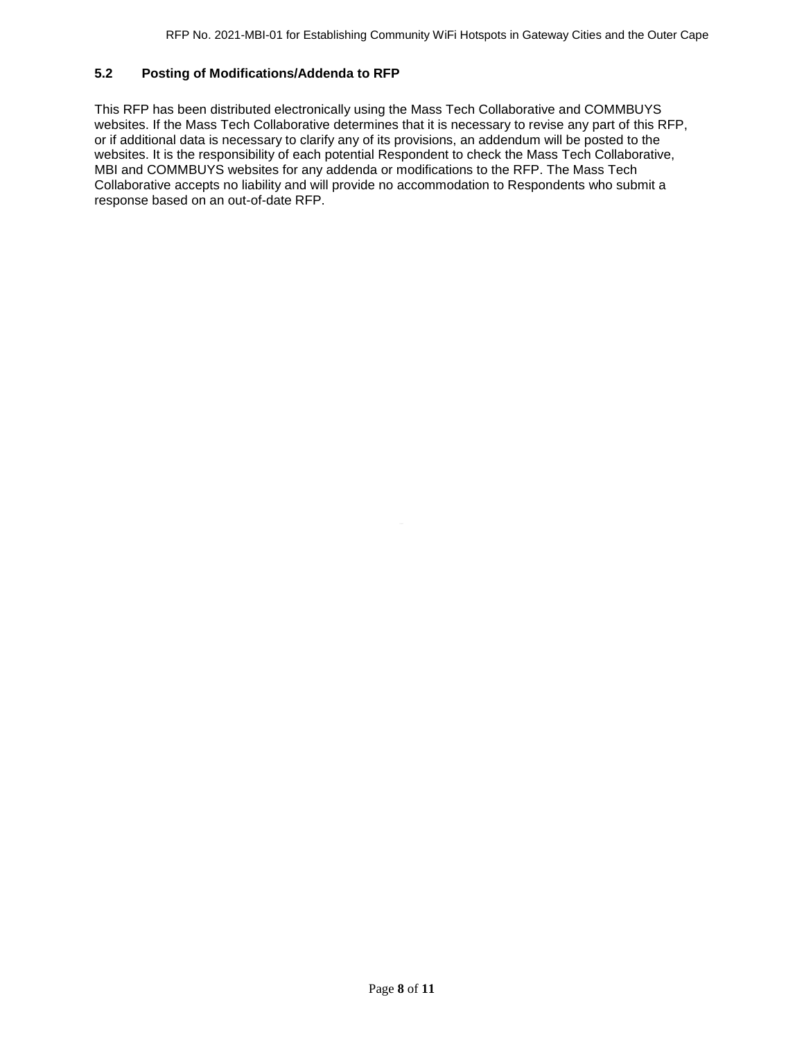### 5.2 Posting of Modifications/Addenda to RFP

This RFP has been distributed electronically using the Mass Tech Collaborative and COMMBUYS websites. If the Mass Tech Collaborative determines that it is necessary to revise any part of this RFP, or if additional data is necessary to clarify any of its provisions, an addendum will be posted to the websites. It is the responsibility of each potential Respondent to check the Mass Tech Collaborative, MBI and COMMBUYS websites for any addenda or modifications to the RFP. The Mass Tech Collaborative accepts no liability and will provide no accommodation to Respondents who submit a response based on an out-of-date RFP.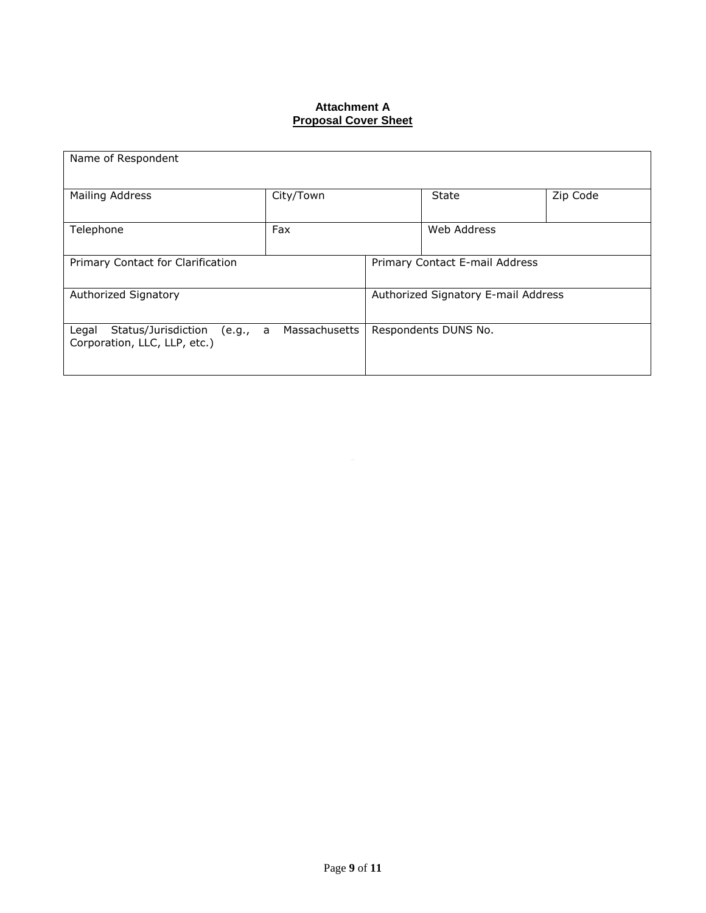**Attachment A**
**Proposal Cover Sheet**

| Name of Respondent | | | |
|---|---|---|---|
| Mailing Address | City/Town | State | Zip Code |
| Telephone | Fax | Web Address | |
| Primary Contact for Clarification | | Primary Contact E-mail Address | |
| Authorized Signatory | | Authorized Signatory E-mail Address | |
| Legal Status/Jurisdiction (e.g., a Massachusetts Corporation, LLC, LLP, etc.) | | Respondents DUNS No. | |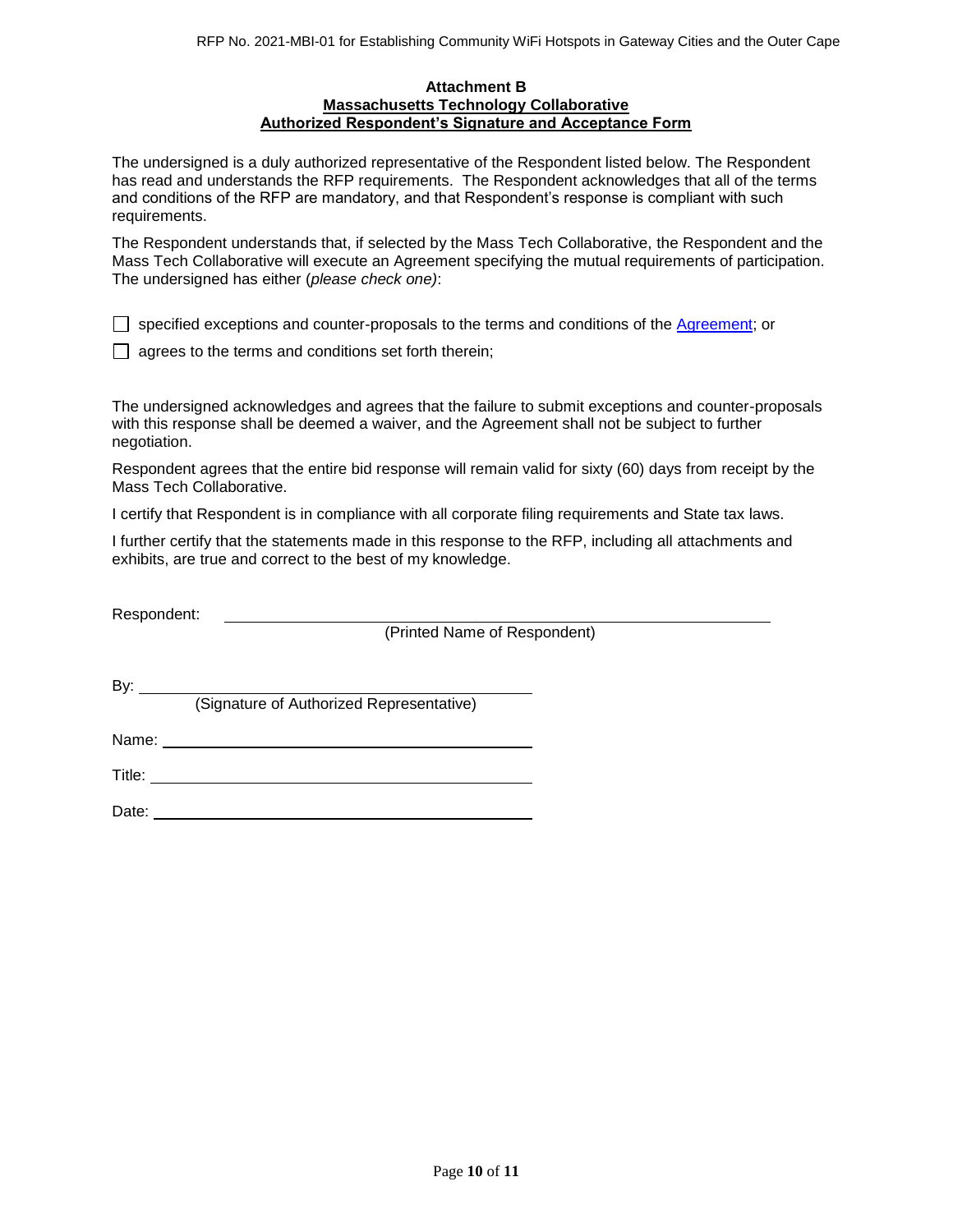**Attachment B**
**Massachusetts Technology Collaborative**
**Authorized Respondent's Signature and Acceptance Form**

The undersigned is a duly authorized representative of the Respondent listed below. The Respondent has read and understands the RFP requirements. The Respondent acknowledges that all of the terms and conditions of the RFP are mandatory, and that Respondent's response is compliant with such requirements.

The Respondent understands that, if selected by the Mass Tech Collaborative, the Respondent and the Mass Tech Collaborative will execute an Agreement specifying the mutual requirements of participation. The undersigned has either (*please check one)*:

☐ specified exceptions and counter-proposals to the terms and conditions of the Agreement; or

☐ agrees to the terms and conditions set forth therein;

The undersigned acknowledges and agrees that the failure to submit exceptions and counter-proposals with this response shall be deemed a waiver, and the Agreement shall not be subject to further negotiation.

Respondent agrees that the entire bid response will remain valid for sixty (60) days from receipt by the Mass Tech Collaborative.

I certify that Respondent is in compliance with all corporate filing requirements and State tax laws.

I further certify that the statements made in this response to the RFP, including all attachments and exhibits, are true and correct to the best of my knowledge.

Respondent: ______________________________________________
(Printed Name of Respondent)

By: ______________________________________
(Signature of Authorized Representative)

Name: ____________________________________

Title: _____________________________________

Date: _____________________________________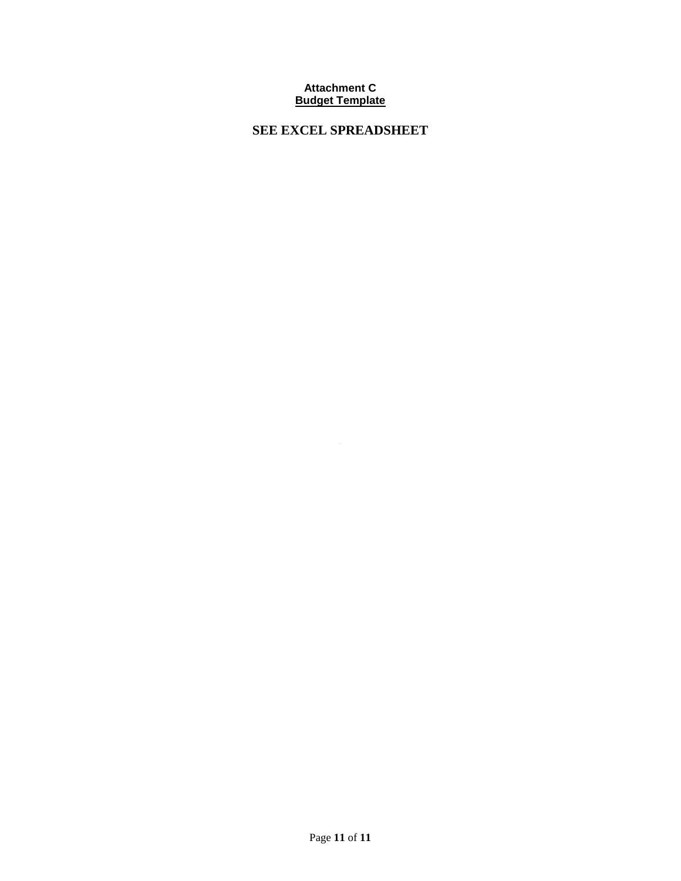**Attachment C**
**Budget Template**

## SEE EXCEL SPREADSHEET